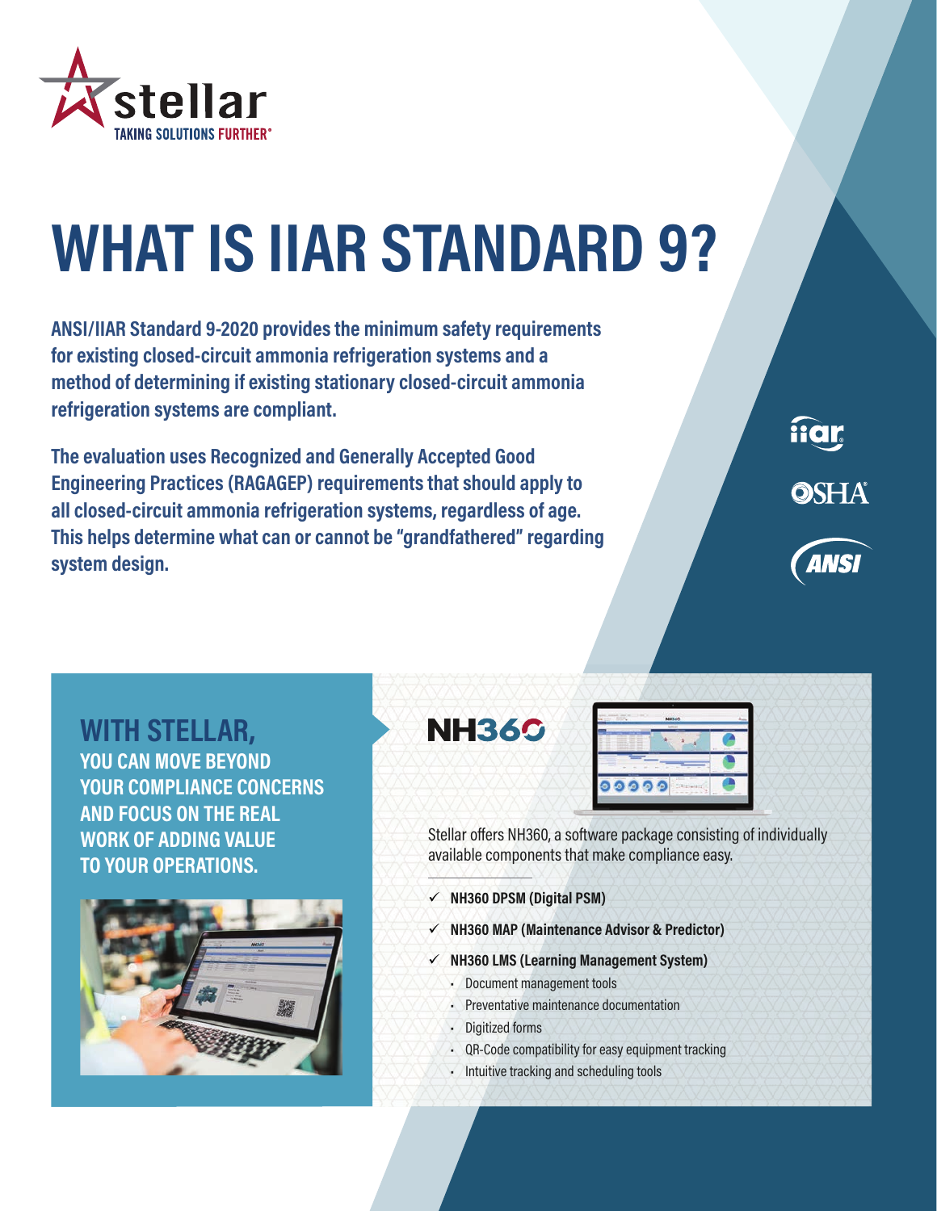stellar

TAKING SOLUTIONS FURTHER®

# WHAT IS IIAR STANDARD 9?

**ANSI/IIAR Standard 9-2020 provides the minimum safety requirements for existing closed-circuit ammonia refrigeration systems and a method of determining if existing stationary closed-circuit ammonia refrigeration systems are compliant.**

**The evaluation uses Recognized and Generally Accepted Good Engineering Practices (RAGAGEP) requirements that should apply to all closed-circuit ammonia refrigeration systems, regardless of age. This helps determine what can or cannot be "grandfathered" regarding system design.**

iiar

OSHA

ANSI

## WITH STELLAR,

### YOU CAN MOVE BEYOND YOUR COMPLIANCE CONCERNS AND FOCUS ON THE REAL WORK OF ADDING VALUE TO YOUR OPERATIONS.

## NH360

Stellar offers NH360, a software package consisting of individually available components that make compliance easy.

- ✓ **NH360 DPSM (Digital PSM)**
- ✓ **NH360 MAP (Maintenance Advisor & Predictor)**
- ✓ **NH360 LMS (Learning Management System)**
  - Document management tools
  - Preventative maintenance documentation
  - Digitized forms
  - QR-Code compatibility for easy equipment tracking
  - Intuitive tracking and scheduling tools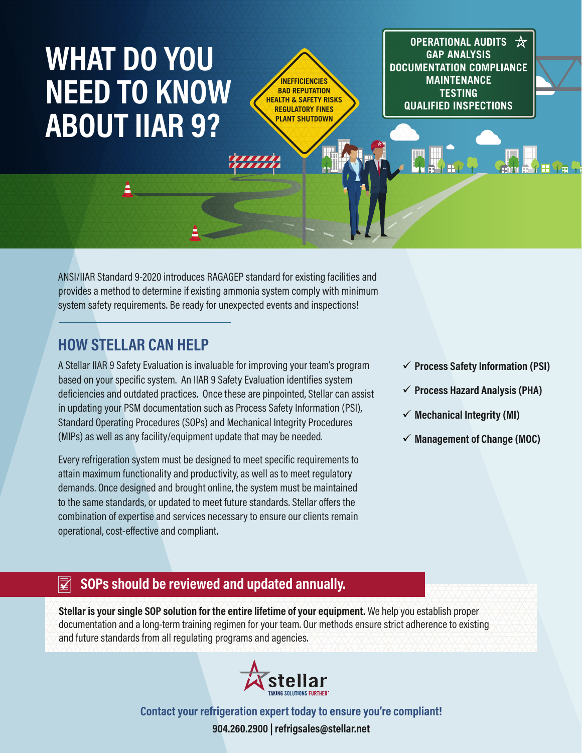# WHAT DO YOU NEED TO KNOW ABOUT IIAR 9?

INEFFICIENCIES
BAD REPUTATION
HEALTH & SAFETY RISKS
REGULATORY FINES
PLANT SHUTDOWN

OPERATIONAL AUDITS
GAP ANALYSIS
DOCUMENTATION COMPLIANCE
MAINTENANCE
TESTING
QUALIFIED INSPECTIONS

ANSI/IIAR Standard 9-2020 introduces RAGAGEP standard for existing facilities and provides a method to determine if existing ammonia system comply with minimum system safety requirements. Be ready for unexpected events and inspections!

## HOW STELLAR CAN HELP

A Stellar IIAR 9 Safety Evaluation is invaluable for improving your team's program based on your specific system. An IIAR 9 Safety Evaluation identifies system deficiencies and outdated practices. Once these are pinpointed, Stellar can assist in updating your PSM documentation such as Process Safety Information (PSI), Standard Operating Procedures (SOPs) and Mechanical Integrity Procedures (MIPs) as well as any facility/equipment update that may be needed.

Every refrigeration system must be designed to meet specific requirements to attain maximum functionality and productivity, as well as to meet regulatory demands. Once designed and brought online, the system must be maintained to the same standards, or updated to meet future standards. Stellar offers the combination of expertise and services necessary to ensure our clients remain operational, cost-effective and compliant.

- ✓ **Process Safety Information (PSI)**
- ✓ **Process Hazard Analysis (PHA)**
- ✓ **Mechanical Integrity (MI)**
- ✓ **Management of Change (MOC)**

## SOPs should be reviewed and updated annually.

**Stellar is your single SOP solution for the entire lifetime of your equipment.** We help you establish proper documentation and a long-term training regimen for your team. Our methods ensure strict adherence to existing and future standards from all regulating programs and agencies.

stellar
TAKING SOLUTIONS FURTHER®

**Contact your refrigeration expert today to ensure you're compliant!**

**904.260.2900 | refrigsales@stellar.net**